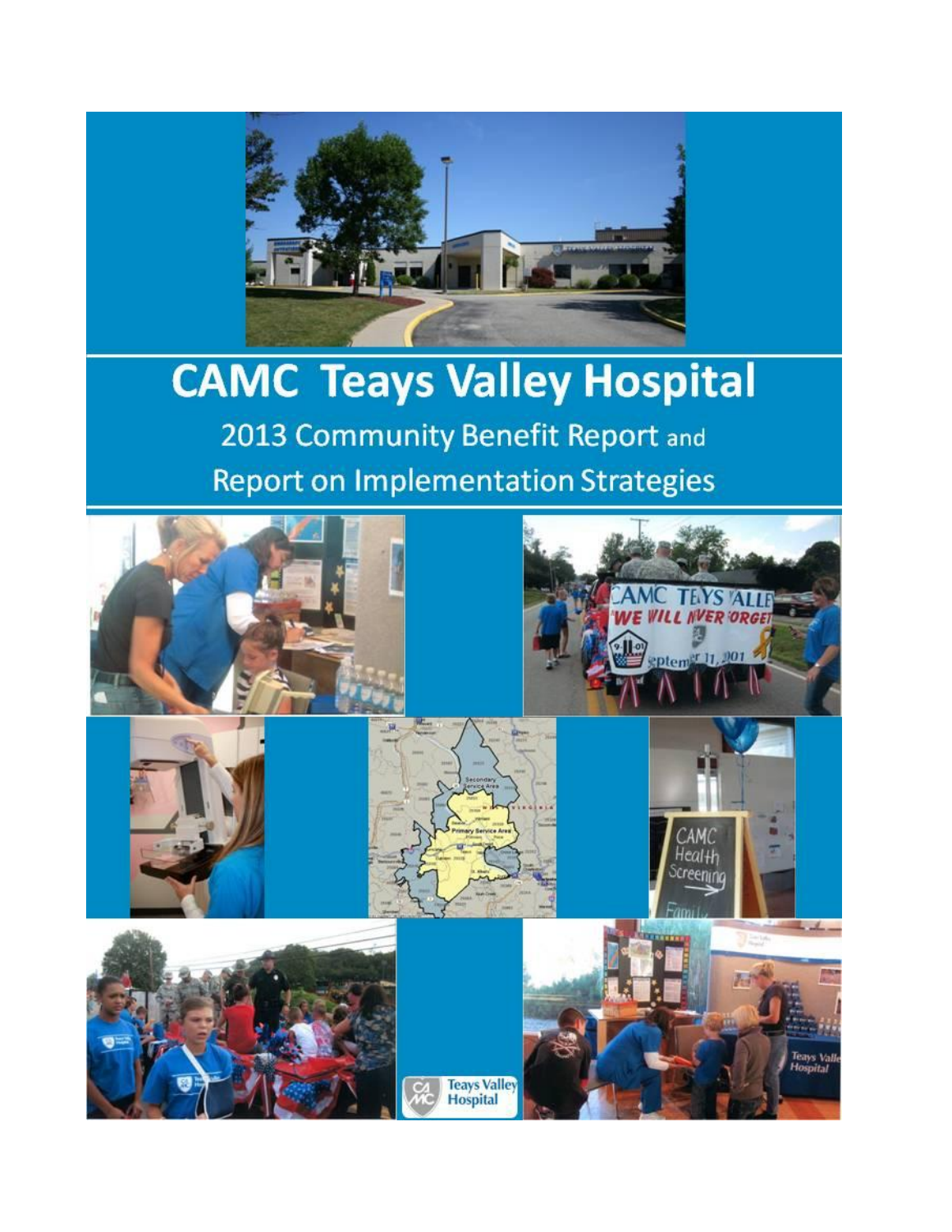# CAMC Teays Valley Hospital

## 2013 Community Benefit Report and Report on Implementation Strategies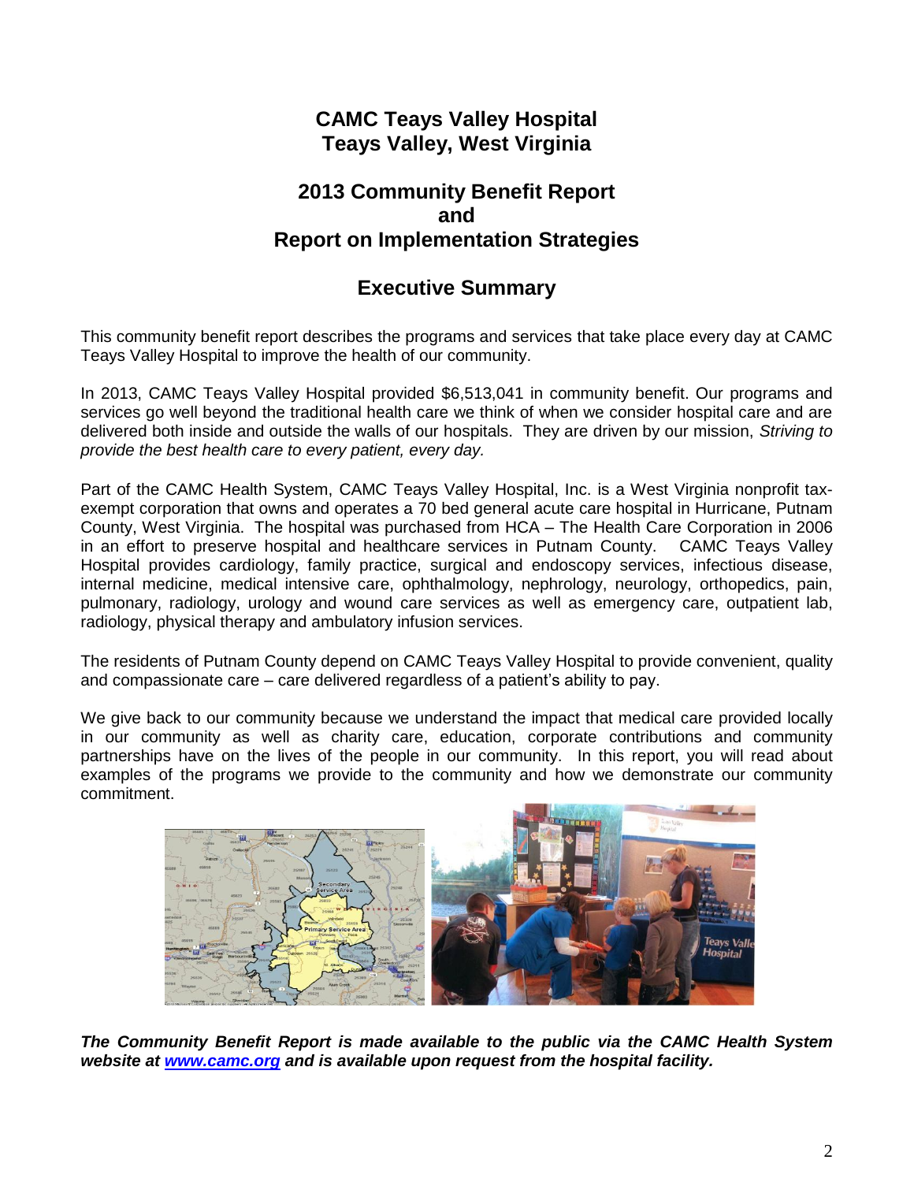# CAMC Teays Valley Hospital
# Teays Valley, West Virginia

## 2013 Community Benefit Report
## and
## Report on Implementation Strategies

## Executive Summary

This community benefit report describes the programs and services that take place every day at CAMC Teays Valley Hospital to improve the health of our community.

In 2013, CAMC Teays Valley Hospital provided $6,513,041 in community benefit. Our programs and services go well beyond the traditional health care we think of when we consider hospital care and are delivered both inside and outside the walls of our hospitals. They are driven by our mission, *Striving to provide the best health care to every patient, every day.*

Part of the CAMC Health System, CAMC Teays Valley Hospital, Inc. is a West Virginia nonprofit tax-exempt corporation that owns and operates a 70 bed general acute care hospital in Hurricane, Putnam County, West Virginia. The hospital was purchased from HCA – The Health Care Corporation in 2006 in an effort to preserve hospital and healthcare services in Putnam County. CAMC Teays Valley Hospital provides cardiology, family practice, surgical and endoscopy services, infectious disease, internal medicine, medical intensive care, ophthalmology, nephrology, neurology, orthopedics, pain, pulmonary, radiology, urology and wound care services as well as emergency care, outpatient lab, radiology, physical therapy and ambulatory infusion services.

The residents of Putnam County depend on CAMC Teays Valley Hospital to provide convenient, quality and compassionate care – care delivered regardless of a patient's ability to pay.

We give back to our community because we understand the impact that medical care provided locally in our community as well as charity care, education, corporate contributions and community partnerships have on the lives of the people in our community. In this report, you will read about examples of the programs we provide to the community and how we demonstrate our community commitment.

***The Community Benefit Report is made available to the public via the CAMC Health System website at [www.camc.org](http://www.camc.org) and is available upon request from the hospital facility.***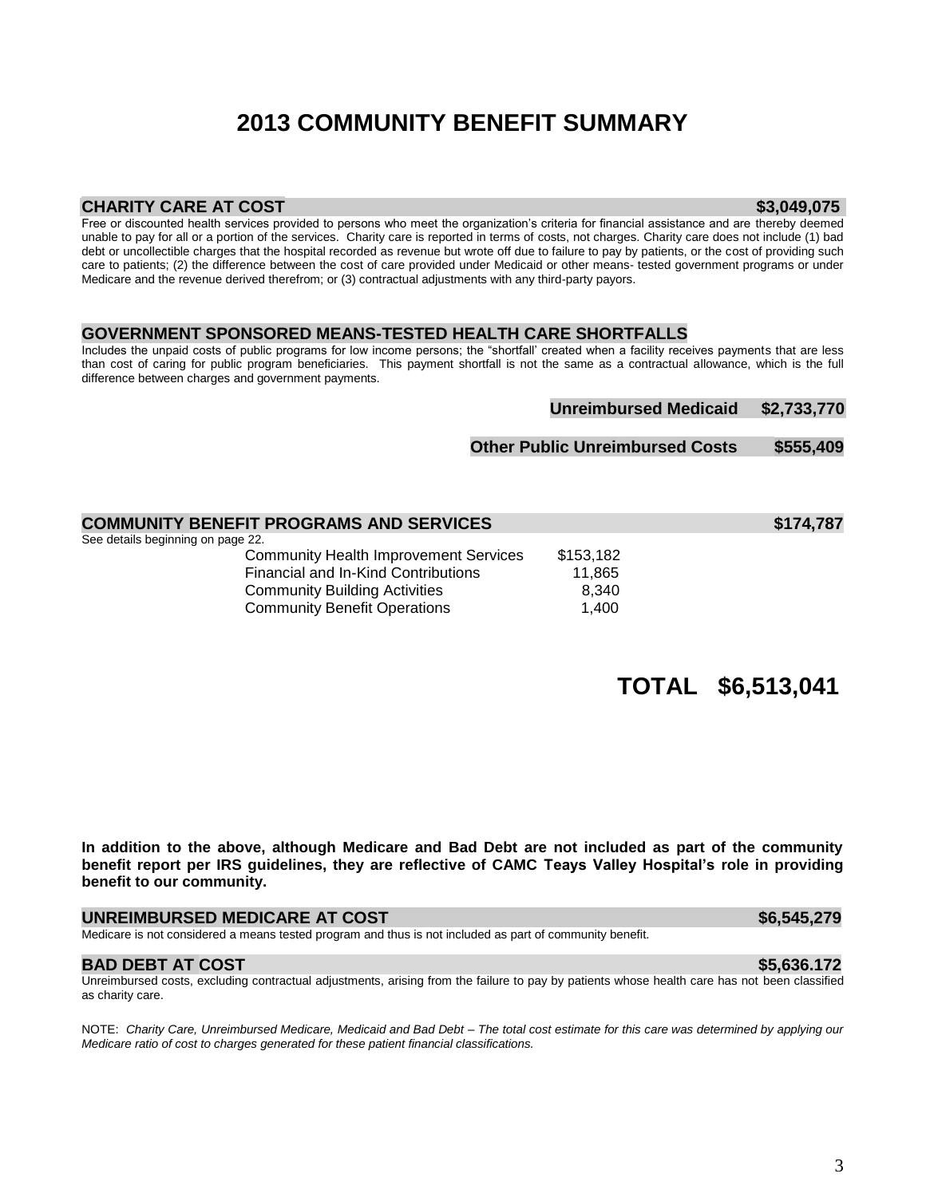# 2013 COMMUNITY BENEFIT SUMMARY

## CHARITY CARE AT COST $3,049,075

Free or discounted health services provided to persons who meet the organization's criteria for financial assistance and are thereby deemed unable to pay for all or a portion of the services. Charity care is reported in terms of costs, not charges. Charity care does not include (1) bad debt or uncollectible charges that the hospital recorded as revenue but wrote off due to failure to pay by patients, or the cost of providing such care to patients; (2) the difference between the cost of care provided under Medicaid or other means- tested government programs or under Medicare and the revenue derived therefrom; or (3) contractual adjustments with any third-party payors.

## GOVERNMENT SPONSORED MEANS-TESTED HEALTH CARE SHORTFALLS

Includes the unpaid costs of public programs for low income persons; the "shortfall' created when a facility receives payments that are less than cost of caring for public program beneficiaries. This payment shortfall is not the same as a contractual allowance, which is the full difference between charges and government payments.

**Unreimbursed Medicaid $2,733,770**

**Other Public Unreimbursed Costs $555,409**

## COMMUNITY BENEFIT PROGRAMS AND SERVICES $174,787

See details beginning on page 22.

| | |
|---|---|
| Community Health Improvement Services | $153,182 |
| Financial and In-Kind Contributions | 11,865 |
| Community Building Activities | 8,340 |
| Community Benefit Operations | 1,400 |

**TOTAL $6,513,041**

**In addition to the above, although Medicare and Bad Debt are not included as part of the community benefit report per IRS guidelines, they are reflective of CAMC Teays Valley Hospital's role in providing benefit to our community.**

## UNREIMBURSED MEDICARE AT COST $6,545,279

Medicare is not considered a means tested program and thus is not included as part of community benefit.

## BAD DEBT AT COST $5,636.172

Unreimbursed costs, excluding contractual adjustments, arising from the failure to pay by patients whose health care has not been classified as charity care.

NOTE: *Charity Care, Unreimbursed Medicare, Medicaid and Bad Debt – The total cost estimate for this care was determined by applying our Medicare ratio of cost to charges generated for these patient financial classifications.*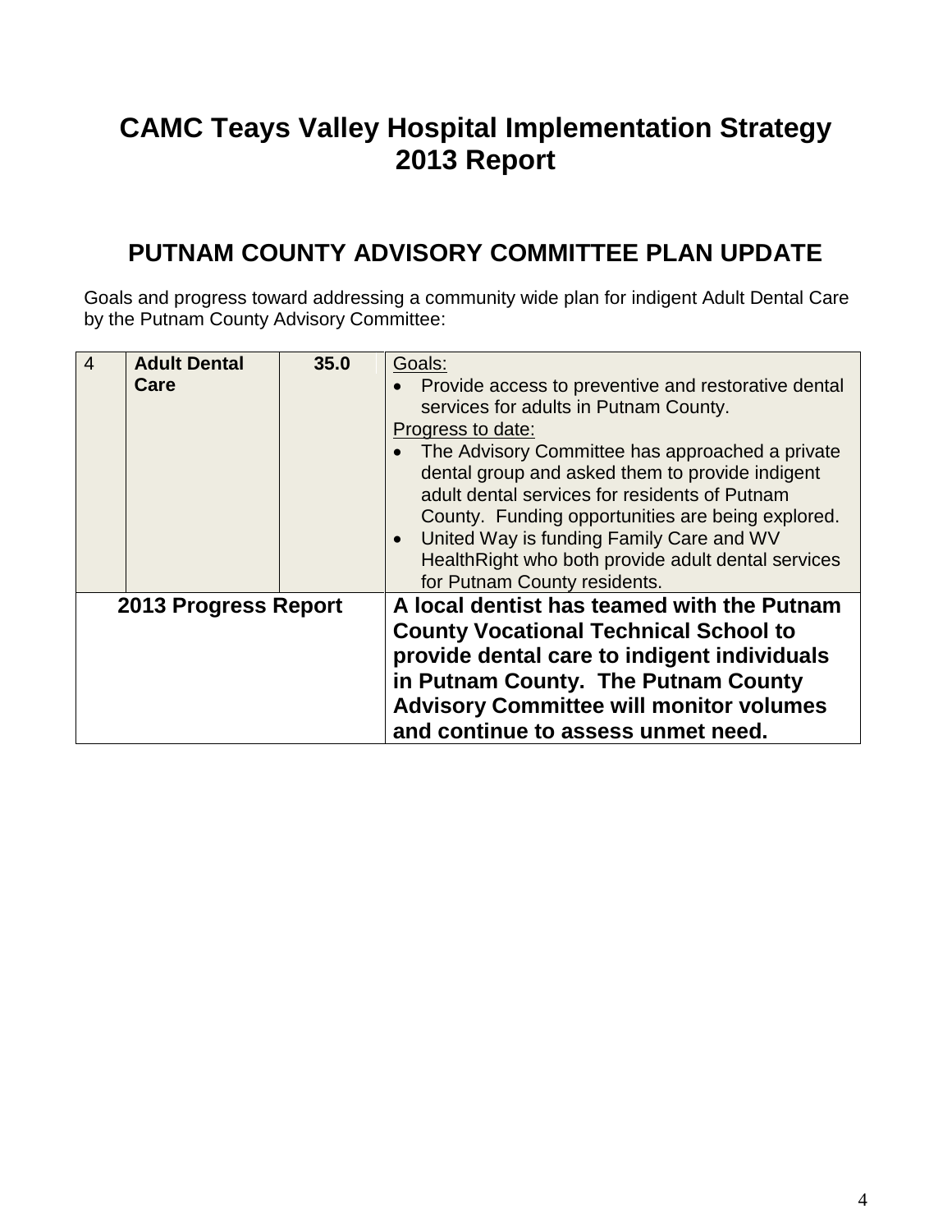# CAMC Teays Valley Hospital Implementation Strategy 2013 Report

## PUTNAM COUNTY ADVISORY COMMITTEE PLAN UPDATE

Goals and progress toward addressing a community wide plan for indigent Adult Dental Care by the Putnam County Advisory Committee:

| | | | |
|---|---|---|---|
| 4 | **Adult Dental Care** | **35.0** | Goals:<br>• Provide access to preventive and restorative dental services for adults in Putnam County.<br>Progress to date:<br>• The Advisory Committee has approached a private dental group and asked them to provide indigent adult dental services for residents of Putnam County. Funding opportunities are being explored.<br>• United Way is funding Family Care and WV HealthRight who both provide adult dental services for Putnam County residents. |
| **2013 Progress Report** | | | **A local dentist has teamed with the Putnam County Vocational Technical School to provide dental care to indigent individuals in Putnam County. The Putnam County Advisory Committee will monitor volumes and continue to assess unmet need.** |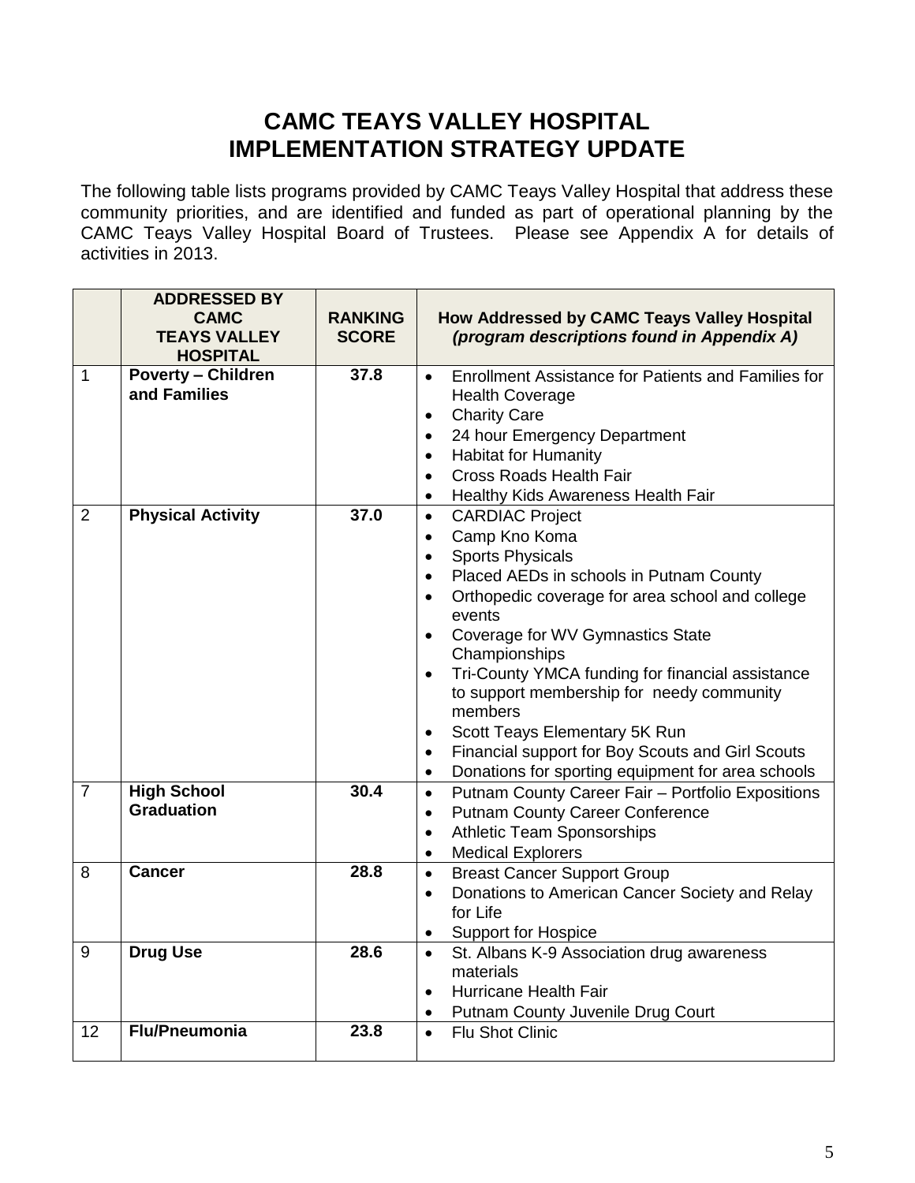# CAMC TEAYS VALLEY HOSPITAL
# IMPLEMENTATION STRATEGY UPDATE

The following table lists programs provided by CAMC Teays Valley Hospital that address these community priorities, and are identified and funded as part of operational planning by the CAMC Teays Valley Hospital Board of Trustees. Please see Appendix A for details of activities in 2013.

| | ADDRESSED BY CAMC TEAYS VALLEY HOSPITAL | RANKING SCORE | How Addressed by CAMC Teays Valley Hospital *(program descriptions found in Appendix A)* |
|---|---|---|---|
| 1 | **Poverty – Children and Families** | **37.8** | • Enrollment Assistance for Patients and Families for Health Coverage<br>• Charity Care<br>• 24 hour Emergency Department<br>• Habitat for Humanity<br>• Cross Roads Health Fair<br>• Healthy Kids Awareness Health Fair |
| 2 | **Physical Activity** | **37.0** | • CARDIAC Project<br>• Camp Kno Koma<br>• Sports Physicals<br>• Placed AEDs in schools in Putnam County<br>• Orthopedic coverage for area school and college events<br>• Coverage for WV Gymnastics State Championships<br>• Tri-County YMCA funding for financial assistance to support membership for needy community members<br>• Scott Teays Elementary 5K Run<br>• Financial support for Boy Scouts and Girl Scouts<br>• Donations for sporting equipment for area schools |
| 7 | **High School Graduation** | **30.4** | • Putnam County Career Fair – Portfolio Expositions<br>• Putnam County Career Conference<br>• Athletic Team Sponsorships<br>• Medical Explorers |
| 8 | **Cancer** | **28.8** | • Breast Cancer Support Group<br>• Donations to American Cancer Society and Relay for Life<br>• Support for Hospice |
| 9 | **Drug Use** | **28.6** | • St. Albans K-9 Association drug awareness materials<br>• Hurricane Health Fair<br>• Putnam County Juvenile Drug Court |
| 12 | **Flu/Pneumonia** | **23.8** | • Flu Shot Clinic |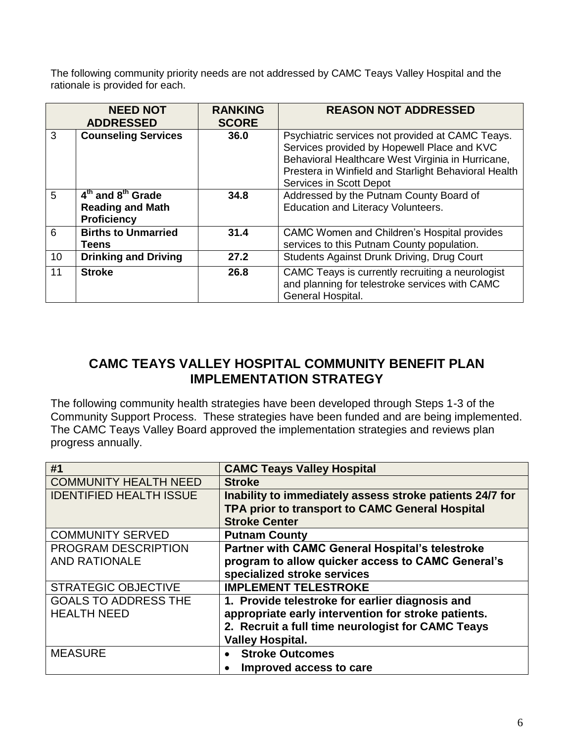The following community priority needs are not addressed by CAMC Teays Valley Hospital and the rationale is provided for each.

| NEED NOT ADDRESSED | | RANKING SCORE | REASON NOT ADDRESSED |
|---|---|---|---|
| 3 | **Counseling Services** | **36.0** | Psychiatric services not provided at CAMC Teays. Services provided by Hopewell Place and KVC Behavioral Healthcare West Virginia in Hurricane, Prestera in Winfield and Starlight Behavioral Health Services in Scott Depot |
| 5 | **4th and 8th Grade Reading and Math Proficiency** | **34.8** | Addressed by the Putnam County Board of Education and Literacy Volunteers. |
| 6 | **Births to Unmarried Teens** | **31.4** | CAMC Women and Children's Hospital provides services to this Putnam County population. |
| 10 | **Drinking and Driving** | **27.2** | Students Against Drunk Driving, Drug Court |
| 11 | **Stroke** | **26.8** | CAMC Teays is currently recruiting a neurologist and planning for telestroke services with CAMC General Hospital. |

## CAMC TEAYS VALLEY HOSPITAL COMMUNITY BENEFIT PLAN IMPLEMENTATION STRATEGY

The following community health strategies have been developed through Steps 1-3 of the Community Support Process. These strategies have been funded and are being implemented. The CAMC Teays Valley Board approved the implementation strategies and reviews plan progress annually.

| **#1** | **CAMC Teays Valley Hospital** |
|---|---|
| COMMUNITY HEALTH NEED | **Stroke** |
| IDENTIFIED HEALTH ISSUE | **Inability to immediately assess stroke patients 24/7 for TPA prior to transport to CAMC General Hospital Stroke Center** |
| COMMUNITY SERVED | **Putnam County** |
| PROGRAM DESCRIPTION AND RATIONALE | **Partner with CAMC General Hospital's telestroke program to allow quicker access to CAMC General's specialized stroke services** |
| STRATEGIC OBJECTIVE | **IMPLEMENT TELESTROKE** |
| GOALS TO ADDRESS THE HEALTH NEED | **1. Provide telestroke for earlier diagnosis and appropriate early intervention for stroke patients.**<br>**2. Recruit a full time neurologist for CAMC Teays Valley Hospital.** |
| MEASURE | • **Stroke Outcomes**<br>• **Improved access to care** |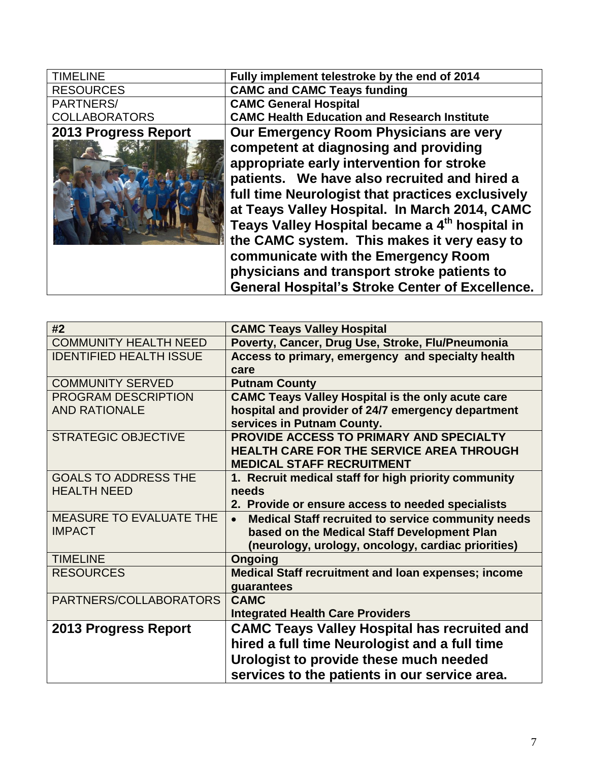| | |
|---|---|
| TIMELINE | **Fully implement telestroke by the end of 2014** |
| RESOURCES | **CAMC and CAMC Teays funding** |
| PARTNERS/ COLLABORATORS | **CAMC General Hospital**<br>**CAMC Health Education and Research Institute** |
| **2013 Progress Report** | **Our Emergency Room Physicians are very competent at diagnosing and providing appropriate early intervention for stroke patients. We have also recruited and hired a full time Neurologist that practices exclusively at Teays Valley Hospital. In March 2014, CAMC Teays Valley Hospital became a 4th hospital in the CAMC system. This makes it very easy to communicate with the Emergency Room physicians and transport stroke patients to General Hospital's Stroke Center of Excellence.** |

| #2 | CAMC Teays Valley Hospital |
|---|---|
| COMMUNITY HEALTH NEED | **Poverty, Cancer, Drug Use, Stroke, Flu/Pneumonia** |
| IDENTIFIED HEALTH ISSUE | **Access to primary, emergency and specialty health care** |
| COMMUNITY SERVED | **Putnam County** |
| PROGRAM DESCRIPTION AND RATIONALE | **CAMC Teays Valley Hospital is the only acute care hospital and provider of 24/7 emergency department services in Putnam County.** |
| STRATEGIC OBJECTIVE | **PROVIDE ACCESS TO PRIMARY AND SPECIALTY HEALTH CARE FOR THE SERVICE AREA THROUGH MEDICAL STAFF RECRUITMENT** |
| GOALS TO ADDRESS THE HEALTH NEED | **1. Recruit medical staff for high priority community needs**<br>**2. Provide or ensure access to needed specialists** |
| MEASURE TO EVALUATE THE IMPACT | • **Medical Staff recruited to service community needs based on the Medical Staff Development Plan (neurology, urology, oncology, cardiac priorities)** |
| TIMELINE | **Ongoing** |
| RESOURCES | **Medical Staff recruitment and loan expenses; income guarantees** |
| PARTNERS/COLLABORATORS | **CAMC**<br>**Integrated Health Care Providers** |
| **2013 Progress Report** | **CAMC Teays Valley Hospital has recruited and hired a full time Neurologist and a full time Urologist to provide these much needed services to the patients in our service area.** |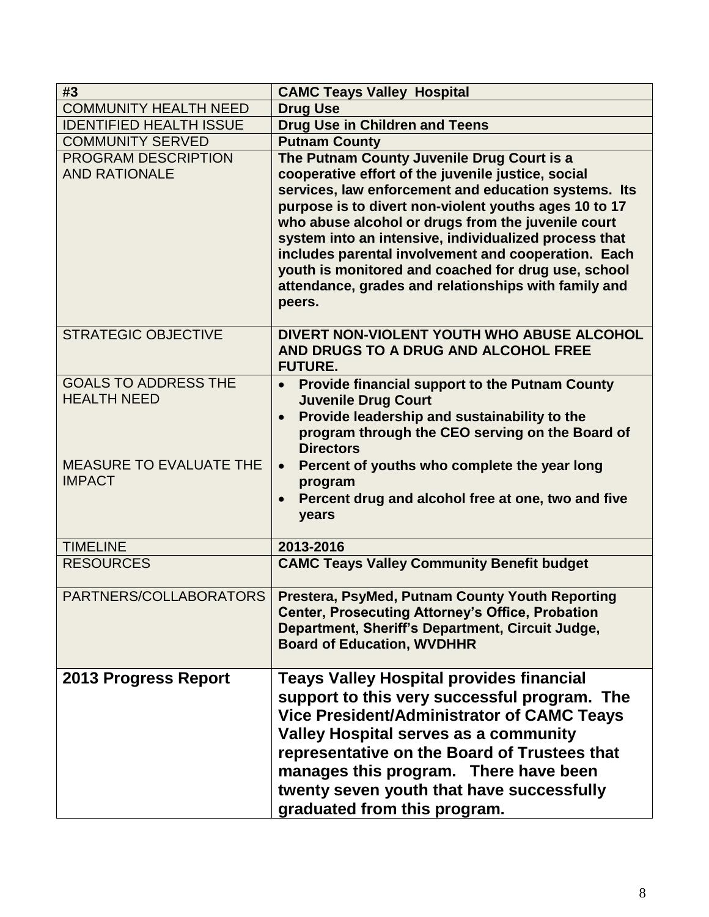| #3 | CAMC Teays Valley Hospital |
|---|---|
| COMMUNITY HEALTH NEED | **Drug Use** |
| IDENTIFIED HEALTH ISSUE | **Drug Use in Children and Teens** |
| COMMUNITY SERVED | **Putnam County** |
| PROGRAM DESCRIPTION AND RATIONALE | **The Putnam County Juvenile Drug Court is a cooperative effort of the juvenile justice, social services, law enforcement and education systems. Its purpose is to divert non-violent youths ages 10 to 17 who abuse alcohol or drugs from the juvenile court system into an intensive, individualized process that includes parental involvement and cooperation. Each youth is monitored and coached for drug use, school attendance, grades and relationships with family and peers.** |
| STRATEGIC OBJECTIVE | **DIVERT NON-VIOLENT YOUTH WHO ABUSE ALCOHOL AND DRUGS TO A DRUG AND ALCOHOL FREE FUTURE.** |
| GOALS TO ADDRESS THE HEALTH NEED | • **Provide financial support to the Putnam County Juvenile Drug Court**<br>• **Provide leadership and sustainability to the program through the CEO serving on the Board of Directors** |
| MEASURE TO EVALUATE THE IMPACT | • **Percent of youths who complete the year long program**<br>• **Percent drug and alcohol free at one, two and five years** |
| TIMELINE | **2013-2016** |
| RESOURCES | **CAMC Teays Valley Community Benefit budget** |
| PARTNERS/COLLABORATORS | **Prestera, PsyMed, Putnam County Youth Reporting Center, Prosecuting Attorney's Office, Probation Department, Sheriff's Department, Circuit Judge, Board of Education, WVDHHR** |
| **2013 Progress Report** | **Teays Valley Hospital provides financial support to this very successful program. The Vice President/Administrator of CAMC Teays Valley Hospital serves as a community representative on the Board of Trustees that manages this program. There have been twenty seven youth that have successfully graduated from this program.** |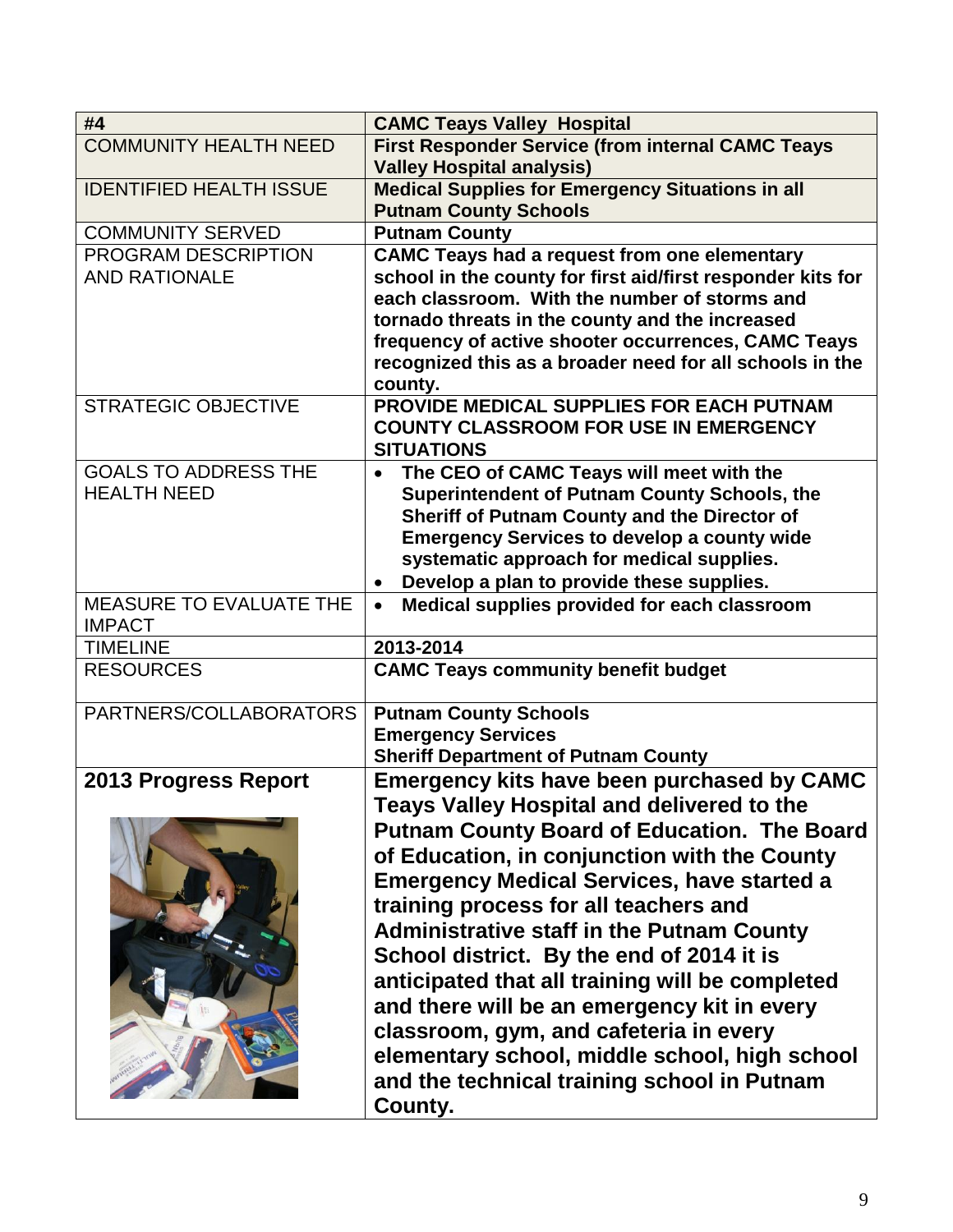| #4 | CAMC Teays Valley Hospital |
|---|---|
| COMMUNITY HEALTH NEED | **First Responder Service (from internal CAMC Teays Valley Hospital analysis)** |
| IDENTIFIED HEALTH ISSUE | **Medical Supplies for Emergency Situations in all Putnam County Schools** |
| COMMUNITY SERVED | **Putnam County** |
| PROGRAM DESCRIPTION AND RATIONALE | **CAMC Teays had a request from one elementary school in the county for first aid/first responder kits for each classroom. With the number of storms and tornado threats in the county and the increased frequency of active shooter occurrences, CAMC Teays recognized this as a broader need for all schools in the county.** |
| STRATEGIC OBJECTIVE | **PROVIDE MEDICAL SUPPLIES FOR EACH PUTNAM COUNTY CLASSROOM FOR USE IN EMERGENCY SITUATIONS** |
| GOALS TO ADDRESS THE HEALTH NEED | • **The CEO of CAMC Teays will meet with the Superintendent of Putnam County Schools, the Sheriff of Putnam County and the Director of Emergency Services to develop a county wide systematic approach for medical supplies.**<br>• **Develop a plan to provide these supplies.** |
| MEASURE TO EVALUATE THE IMPACT | • **Medical supplies provided for each classroom** |
| TIMELINE | **2013-2014** |
| RESOURCES | **CAMC Teays community benefit budget** |
| PARTNERS/COLLABORATORS | **Putnam County Schools**<br>**Emergency Services**<br>**Sheriff Department of Putnam County** |
| **2013 Progress Report** | **Emergency kits have been purchased by CAMC Teays Valley Hospital and delivered to the Putnam County Board of Education. The Board of Education, in conjunction with the County Emergency Medical Services, have started a training process for all teachers and Administrative staff in the Putnam County School district. By the end of 2014 it is anticipated that all training will be completed and there will be an emergency kit in every classroom, gym, and cafeteria in every elementary school, middle school, high school and the technical training school in Putnam County.** |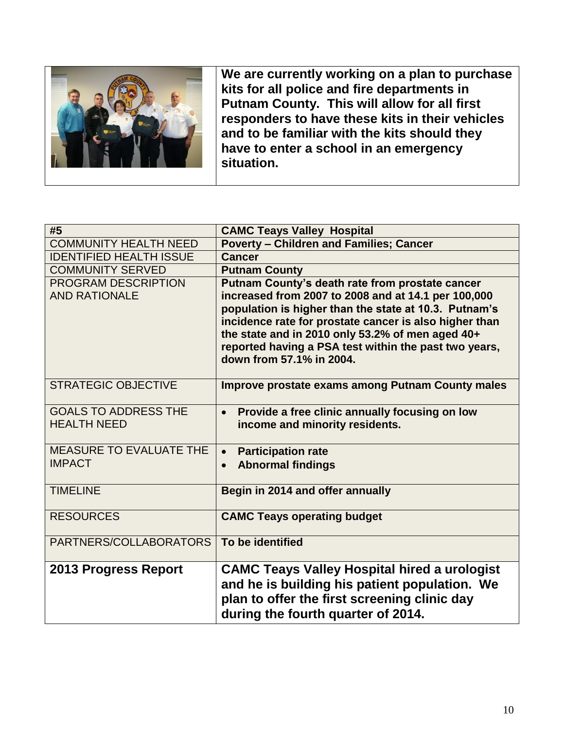| | |
|---|---|
| | **We are currently working on a plan to purchase kits for all police and fire departments in Putnam County. This will allow for all first responders to have these kits in their vehicles and to be familiar with the kits should they have to enter a school in an emergency situation.** |

| #5 | CAMC Teays Valley Hospital |
|---|---|
| COMMUNITY HEALTH NEED | **Poverty – Children and Families; Cancer** |
| IDENTIFIED HEALTH ISSUE | **Cancer** |
| COMMUNITY SERVED | **Putnam County** |
| PROGRAM DESCRIPTION AND RATIONALE | **Putnam County's death rate from prostate cancer increased from 2007 to 2008 and at 14.1 per 100,000 population is higher than the state at 10.3. Putnam's incidence rate for prostate cancer is also higher than the state and in 2010 only 53.2% of men aged 40+ reported having a PSA test within the past two years, down from 57.1% in 2004.** |
| STRATEGIC OBJECTIVE | **Improve prostate exams among Putnam County males** |
| GOALS TO ADDRESS THE HEALTH NEED | • **Provide a free clinic annually focusing on low income and minority residents.** |
| MEASURE TO EVALUATE THE IMPACT | • **Participation rate**<br>• **Abnormal findings** |
| TIMELINE | **Begin in 2014 and offer annually** |
| RESOURCES | **CAMC Teays operating budget** |
| PARTNERS/COLLABORATORS | **To be identified** |
| **2013 Progress Report** | **CAMC Teays Valley Hospital hired a urologist and he is building his patient population. We plan to offer the first screening clinic day during the fourth quarter of 2014.** |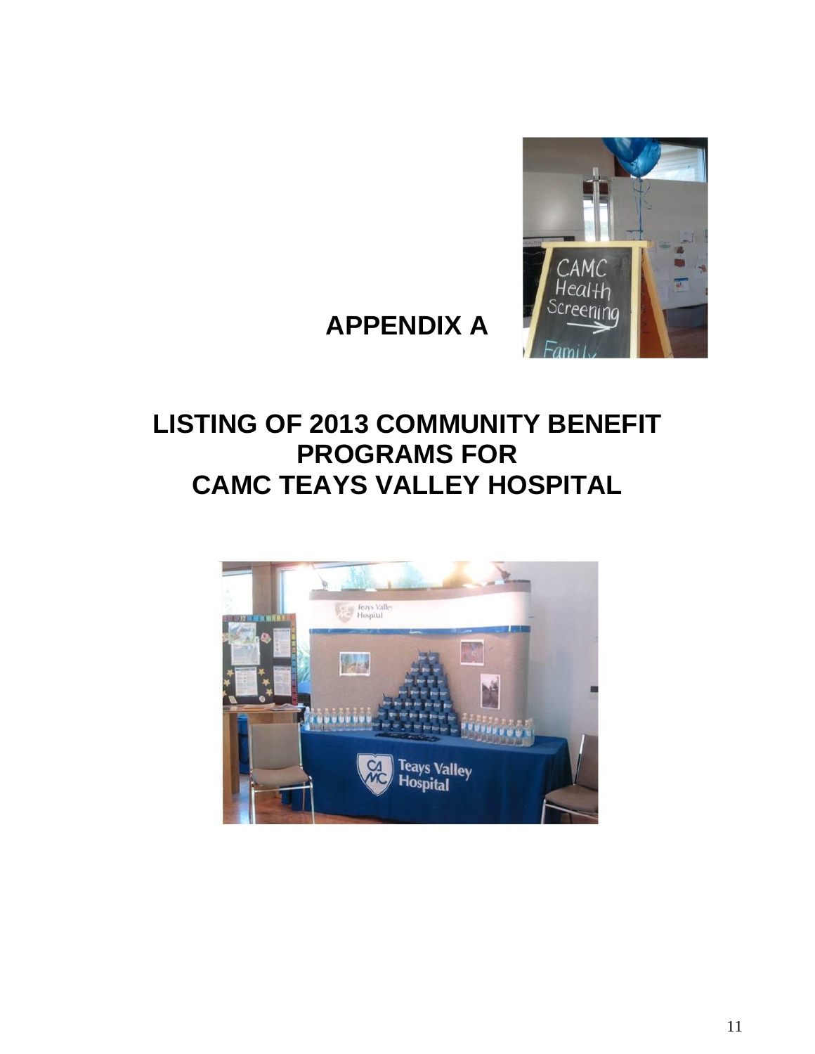# APPENDIX A

# LISTING OF 2013 COMMUNITY BENEFIT PROGRAMS FOR CAMC TEAYS VALLEY HOSPITAL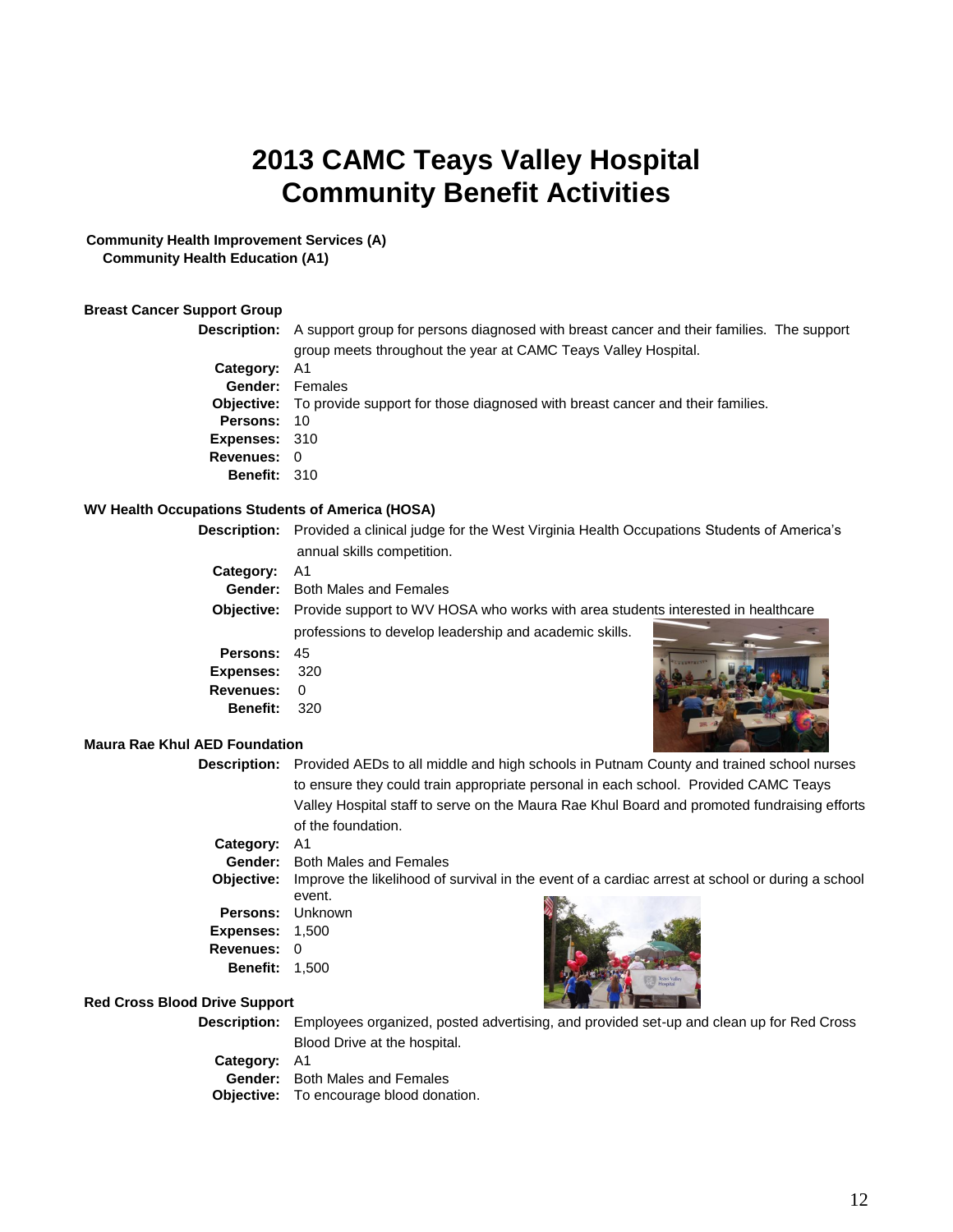# 2013 CAMC Teays Valley Hospital Community Benefit Activities

**Community Health Improvement Services (A)**
**Community Health Education (A1)**

**Breast Cancer Support Group**

**Description:** A support group for persons diagnosed with breast cancer and their families. The support group meets throughout the year at CAMC Teays Valley Hospital.
**Category:** A1
**Gender:** Females
**Objective:** To provide support for those diagnosed with breast cancer and their families.
**Persons:** 10
**Expenses:** 310
**Revenues:** 0
**Benefit:** 310

**WV Health Occupations Students of America (HOSA)**

**Description:** Provided a clinical judge for the West Virginia Health Occupations Students of America's annual skills competition.
**Category:** A1
**Gender:** Both Males and Females
**Objective:** Provide support to WV HOSA who works with area students interested in healthcare professions to develop leadership and academic skills.
**Persons:** 45
**Expenses:** 320
**Revenues:** 0
**Benefit:** 320

**Maura Rae Khul AED Foundation**

**Description:** Provided AEDs to all middle and high schools in Putnam County and trained school nurses to ensure they could train appropriate personal in each school. Provided CAMC Teays Valley Hospital staff to serve on the Maura Rae Khul Board and promoted fundraising efforts of the foundation.
**Category:** A1
**Gender:** Both Males and Females
**Objective:** Improve the likelihood of survival in the event of a cardiac arrest at school or during a school event.
**Persons:** Unknown
**Expenses:** 1,500
**Revenues:** 0
**Benefit:** 1,500

**Red Cross Blood Drive Support**

**Description:** Employees organized, posted advertising, and provided set-up and clean up for Red Cross Blood Drive at the hospital.
**Category:** A1
**Gender:** Both Males and Females
**Objective:** To encourage blood donation.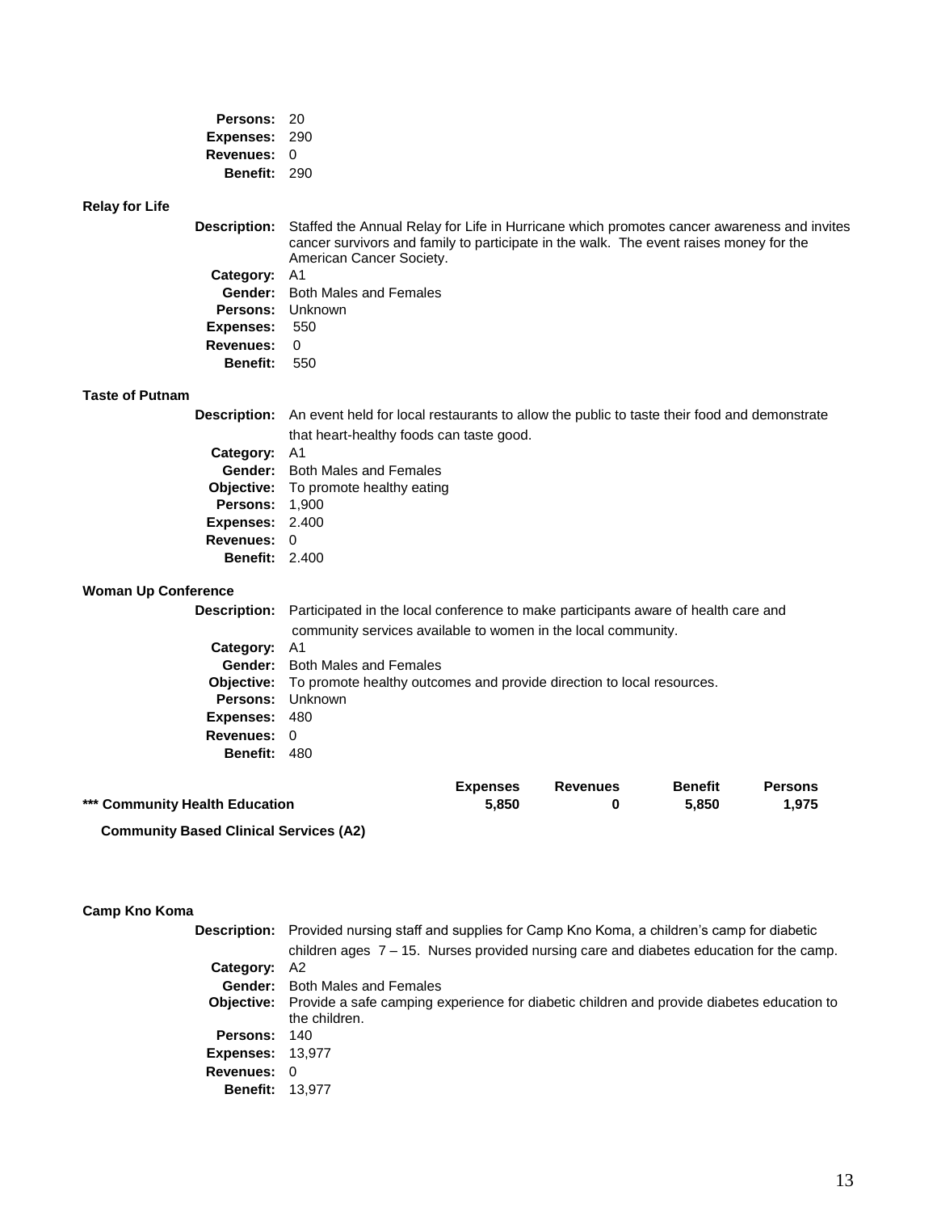**Persons:** 20
**Expenses:** 290
**Revenues:** 0
**Benefit:** 290

**Relay for Life**

**Description:** Staffed the Annual Relay for Life in Hurricane which promotes cancer awareness and invites cancer survivors and family to participate in the walk. The event raises money for the American Cancer Society.
**Category:** A1
**Gender:** Both Males and Females
**Persons:** Unknown
**Expenses:** 550
**Revenues:** 0
**Benefit:** 550

**Taste of Putnam**

**Description:** An event held for local restaurants to allow the public to taste their food and demonstrate that heart-healthy foods can taste good.
**Category:** A1
**Gender:** Both Males and Females
**Objective:** To promote healthy eating
**Persons:** 1,900
**Expenses:** 2.400
**Revenues:** 0
**Benefit:** 2.400

**Woman Up Conference**

**Description:** Participated in the local conference to make participants aware of health care and community services available to women in the local community.
**Category:** A1
**Gender:** Both Males and Females
**Objective:** To promote healthy outcomes and provide direction to local resources.
**Persons:** Unknown
**Expenses:** 480
**Revenues:** 0
**Benefit:** 480

| | Expenses | Revenues | Benefit | Persons |
|---|---|---|---|---|
| **\*\*\* Community Health Education** | **5,850** | **0** | **5,850** | **1,975** |

**Community Based Clinical Services (A2)**

**Camp Kno Koma**

**Description:** Provided nursing staff and supplies for Camp Kno Koma, a children's camp for diabetic children ages 7 – 15. Nurses provided nursing care and diabetes education for the camp.
**Category:** A2
**Gender:** Both Males and Females
**Objective:** Provide a safe camping experience for diabetic children and provide diabetes education to the children.
**Persons:** 140
**Expenses:** 13,977
**Revenues:** 0
**Benefit:** 13,977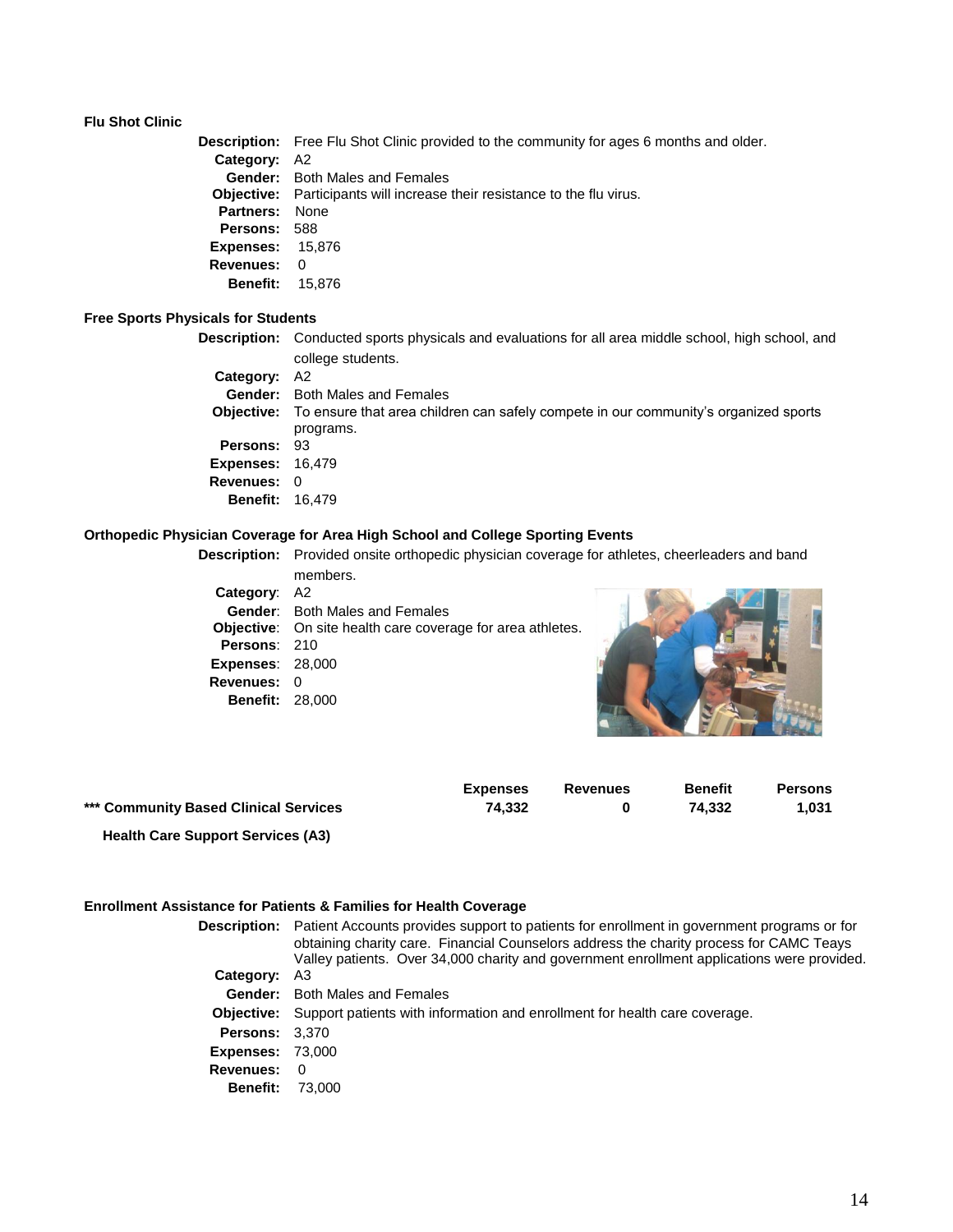**Flu Shot Clinic**

**Description:** Free Flu Shot Clinic provided to the community for ages 6 months and older.
**Category:** A2
**Gender:** Both Males and Females
**Objective:** Participants will increase their resistance to the flu virus.
**Partners:** None
**Persons:** 588
**Expenses:** 15,876
**Revenues:** 0
**Benefit:** 15,876

**Free Sports Physicals for Students**

**Description:** Conducted sports physicals and evaluations for all area middle school, high school, and college students.
**Category:** A2
**Gender:** Both Males and Females
**Objective:** To ensure that area children can safely compete in our community's organized sports programs.
**Persons:** 93
**Expenses:** 16,479
**Revenues:** 0
**Benefit:** 16,479

**Orthopedic Physician Coverage for Area High School and College Sporting Events**

**Description:** Provided onsite orthopedic physician coverage for athletes, cheerleaders and band members.
**Category**: A2
**Gender**: Both Males and Females
**Objective**: On site health care coverage for area athletes.
**Persons**: 210
**Expenses**: 28,000
**Revenues:** 0
**Benefit:** 28,000

| | Expenses | Revenues | Benefit | Persons |
|---|---|---|---|---|
| **\*\*\* Community Based Clinical Services** | **74,332** | **0** | **74,332** | **1,031** |

**Health Care Support Services (A3)**

**Enrollment Assistance for Patients & Families for Health Coverage**

**Description:** Patient Accounts provides support to patients for enrollment in government programs or for obtaining charity care. Financial Counselors address the charity process for CAMC Teays Valley patients. Over 34,000 charity and government enrollment applications were provided.
**Category:** A3
**Gender:** Both Males and Females
**Objective:** Support patients with information and enrollment for health care coverage.
**Persons:** 3,370
**Expenses:** 73,000
**Revenues:** 0
**Benefit:** 73,000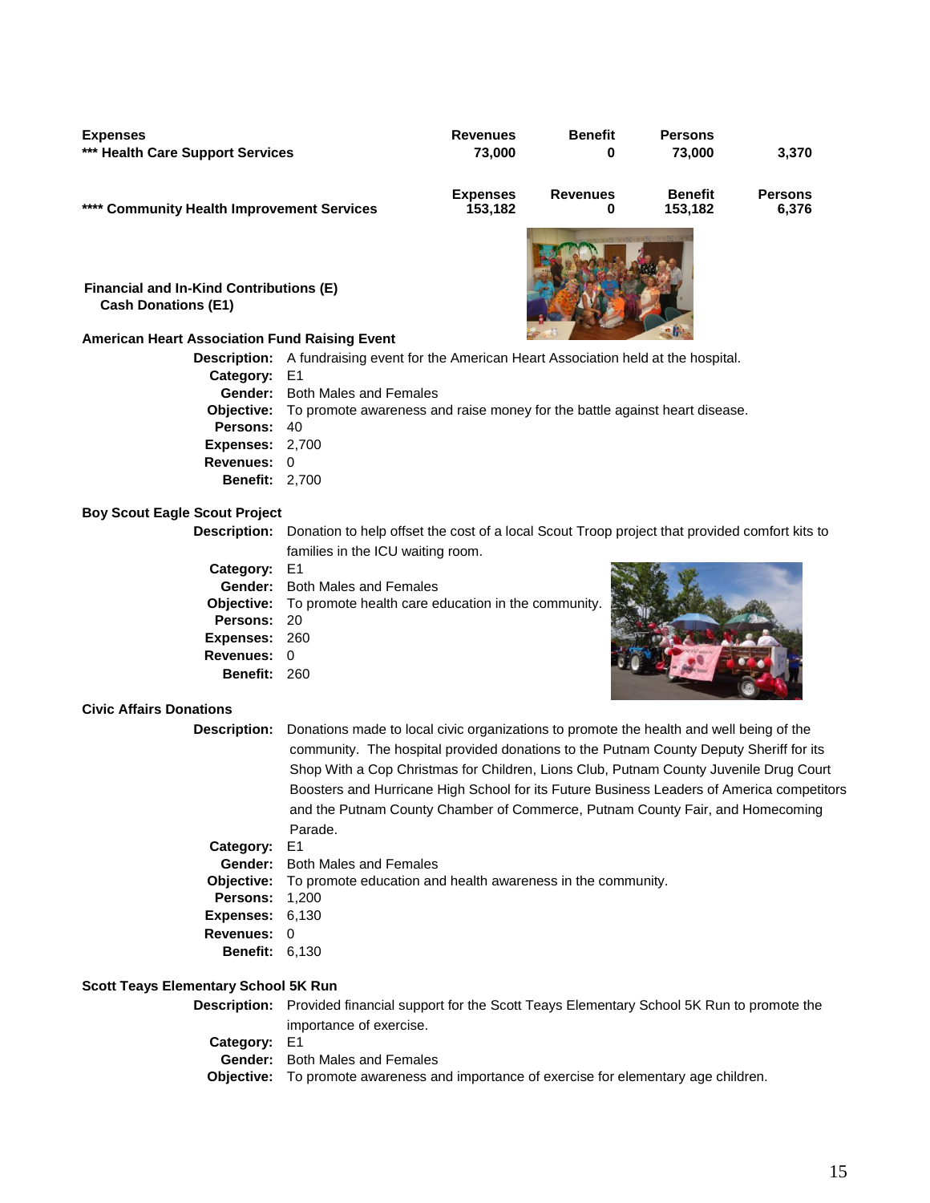| Expenses | Revenues | Benefit | Persons | |
|---|---|---|---|---|
| *** Health Care Support Services | 73,000 | 0 | 73,000 | 3,370 |

| | Expenses | Revenues | Benefit | Persons |
|---|---|---|---|---|
| **** Community Health Improvement Services | 153,182 | 0 | 153,182 | 6,376 |

**Financial and In-Kind Contributions (E)**
**Cash Donations (E1)**

**American Heart Association Fund Raising Event**

**Description:** A fundraising event for the American Heart Association held at the hospital.
**Category:** E1
**Gender:** Both Males and Females
**Objective:** To promote awareness and raise money for the battle against heart disease.
**Persons:** 40
**Expenses:** 2,700
**Revenues:** 0
**Benefit:** 2,700

**Boy Scout Eagle Scout Project**

**Description:** Donation to help offset the cost of a local Scout Troop project that provided comfort kits to families in the ICU waiting room.
**Category:** E1
**Gender:** Both Males and Females
**Objective:** To promote health care education in the community.
**Persons:** 20
**Expenses:** 260
**Revenues:** 0
**Benefit:** 260

**Civic Affairs Donations**

**Description:** Donations made to local civic organizations to promote the health and well being of the community. The hospital provided donations to the Putnam County Deputy Sheriff for its Shop With a Cop Christmas for Children, Lions Club, Putnam County Juvenile Drug Court Boosters and Hurricane High School for its Future Business Leaders of America competitors and the Putnam County Chamber of Commerce, Putnam County Fair, and Homecoming Parade.
**Category:** E1
**Gender:** Both Males and Females
**Objective:** To promote education and health awareness in the community.
**Persons:** 1,200
**Expenses:** 6,130
**Revenues:** 0
**Benefit:** 6,130

**Scott Teays Elementary School 5K Run**

**Description:** Provided financial support for the Scott Teays Elementary School 5K Run to promote the importance of exercise.
**Category:** E1
**Gender:** Both Males and Females
**Objective:** To promote awareness and importance of exercise for elementary age children.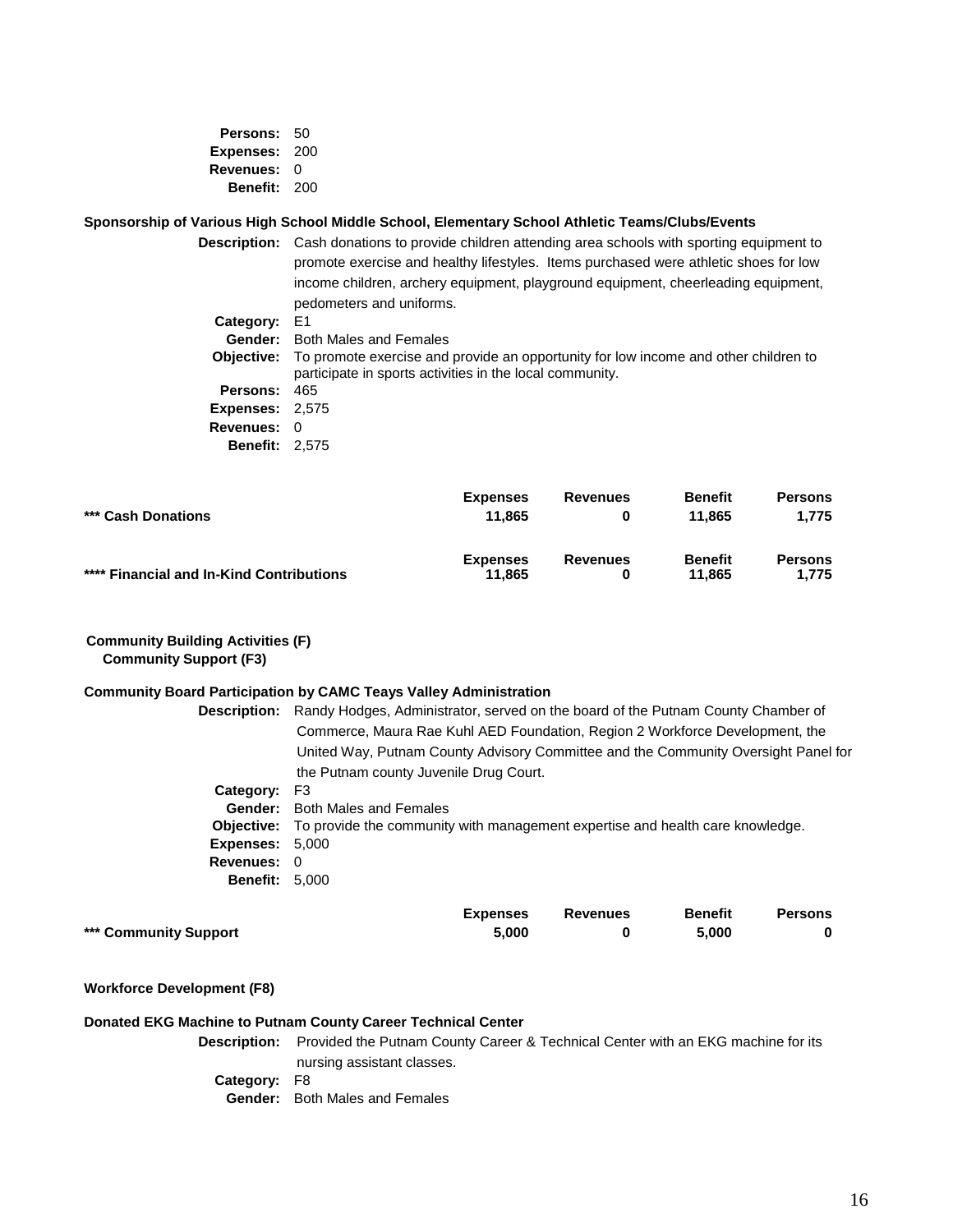**Persons:** 50
**Expenses:** 200
**Revenues:** 0
**Benefit:** 200

**Sponsorship of Various High School Middle School, Elementary School Athletic Teams/Clubs/Events**

**Description:** Cash donations to provide children attending area schools with sporting equipment to promote exercise and healthy lifestyles. Items purchased were athletic shoes for low income children, archery equipment, playground equipment, cheerleading equipment, pedometers and uniforms.
**Category:** E1
**Gender:** Both Males and Females
**Objective:** To promote exercise and provide an opportunity for low income and other children to participate in sports activities in the local community.
**Persons:** 465
**Expenses:** 2,575
**Revenues:** 0
**Benefit:** 2,575

| | Expenses | Revenues | Benefit | Persons |
|---|---|---|---|---|
| **\*\*\* Cash Donations** | **11,865** | **0** | **11,865** | **1,775** |

| | Expenses | Revenues | Benefit | Persons |
|---|---|---|---|---|
| **\*\*\*\* Financial and In-Kind Contributions** | **11,865** | **0** | **11,865** | **1,775** |

**Community Building Activities (F)**
**Community Support (F3)**

**Community Board Participation by CAMC Teays Valley Administration**

**Description:** Randy Hodges, Administrator, served on the board of the Putnam County Chamber of Commerce, Maura Rae Kuhl AED Foundation, Region 2 Workforce Development, the United Way, Putnam County Advisory Committee and the Community Oversight Panel for the Putnam county Juvenile Drug Court.
**Category:** F3
**Gender:** Both Males and Females
**Objective:** To provide the community with management expertise and health care knowledge.
**Expenses:** 5,000
**Revenues:** 0
**Benefit:** 5,000

| | Expenses | Revenues | Benefit | Persons |
|---|---|---|---|---|
| **\*\*\* Community Support** | **5,000** | **0** | **5,000** | **0** |

**Workforce Development (F8)**

**Donated EKG Machine to Putnam County Career Technical Center**

**Description:** Provided the Putnam County Career & Technical Center with an EKG machine for its nursing assistant classes.
**Category:** F8
**Gender:** Both Males and Females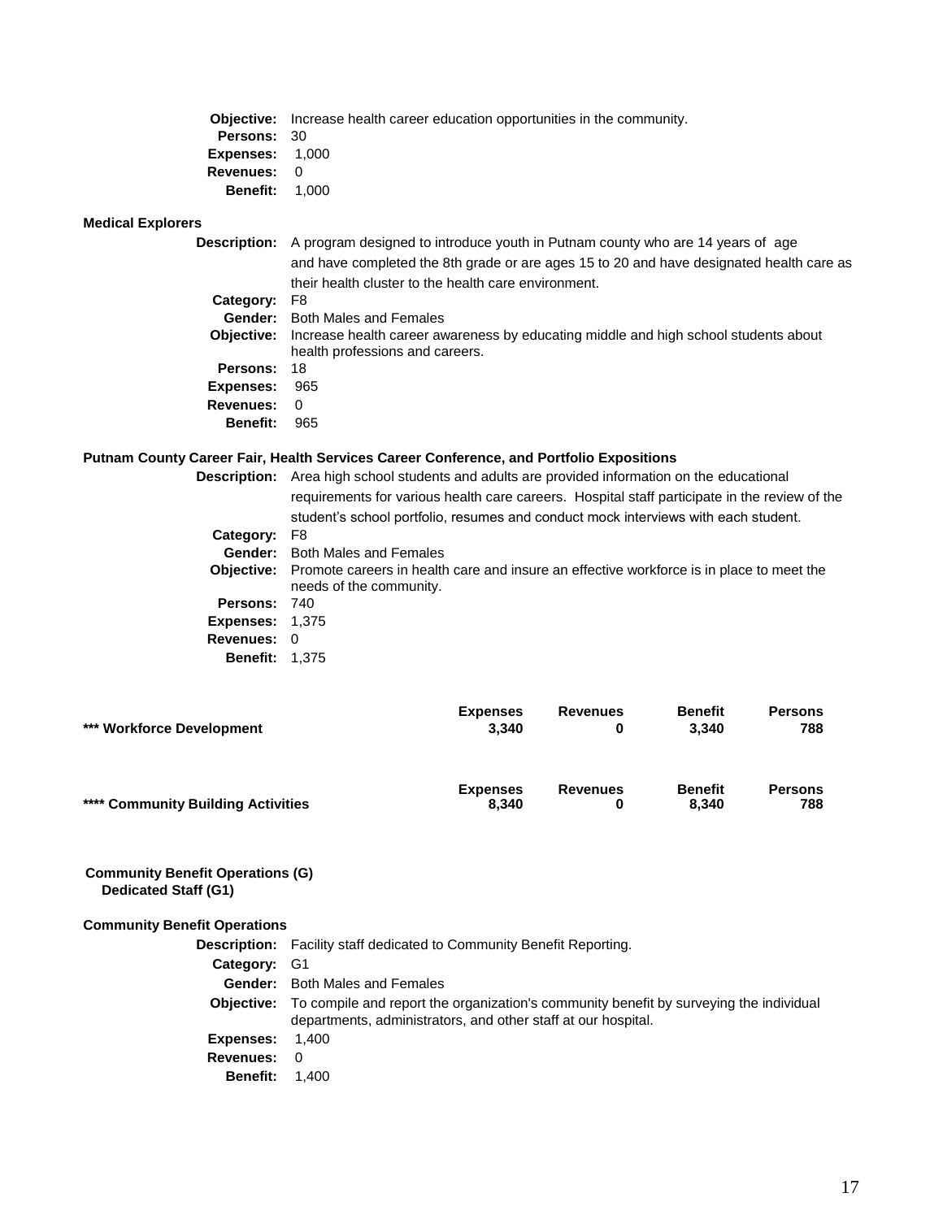**Objective:** Increase health career education opportunities in the community.
**Persons:** 30
**Expenses:** 1,000
**Revenues:** 0
**Benefit:** 1,000

**Medical Explorers**

**Description:** A program designed to introduce youth in Putnam county who are 14 years of age and have completed the 8th grade or are ages 15 to 20 and have designated health care as their health cluster to the health care environment.
**Category:** F8
**Gender:** Both Males and Females
**Objective:** Increase health career awareness by educating middle and high school students about health professions and careers.
**Persons:** 18
**Expenses:** 965
**Revenues:** 0
**Benefit:** 965

**Putnam County Career Fair, Health Services Career Conference, and Portfolio Expositions**

**Description:** Area high school students and adults are provided information on the educational requirements for various health care careers. Hospital staff participate in the review of the student's school portfolio, resumes and conduct mock interviews with each student.
**Category:** F8
**Gender:** Both Males and Females
**Objective:** Promote careers in health care and insure an effective workforce is in place to meet the needs of the community.
**Persons:** 740
**Expenses:** 1,375
**Revenues:** 0
**Benefit:** 1,375

| | Expenses | Revenues | Benefit | Persons |
|---|---|---|---|---|
| **\*\*\* Workforce Development** | **3,340** | **0** | **3,340** | **788** |

| | Expenses | Revenues | Benefit | Persons |
|---|---|---|---|---|
| **\*\*\*\* Community Building Activities** | **8,340** | **0** | **8,340** | **788** |

**Community Benefit Operations (G)**
**Dedicated Staff (G1)**

**Community Benefit Operations**

**Description:** Facility staff dedicated to Community Benefit Reporting.
**Category:** G1
**Gender:** Both Males and Females
**Objective:** To compile and report the organization's community benefit by surveying the individual departments, administrators, and other staff at our hospital.
**Expenses:** 1,400
**Revenues:** 0
**Benefit:** 1,400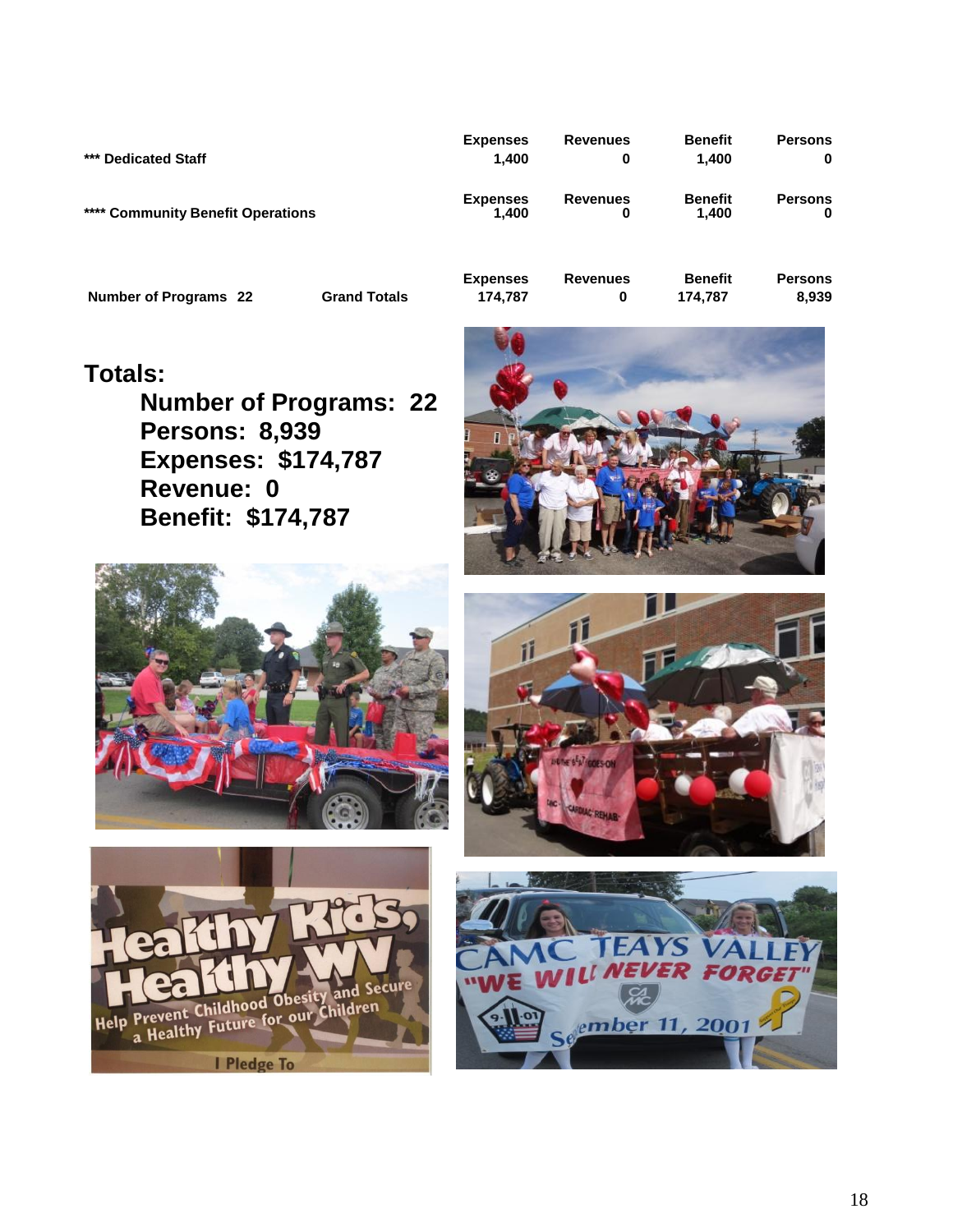| | | Expenses | Revenues | Benefit | Persons |
|---|---|---|---|---|---|
| *** Dedicated Staff | | 1,400 | 0 | 1,400 | 0 |
| **** Community Benefit Operations | | 1,400 | 0 | 1,400 | 0 |
| Number of Programs 22 | Grand Totals | 174,787 | 0 | 174,787 | 8,939 |

**Totals:**

**Number of Programs: 22**
**Persons: 8,939**
**Expenses: $174,787**
**Revenue: 0**
**Benefit: $174,787**